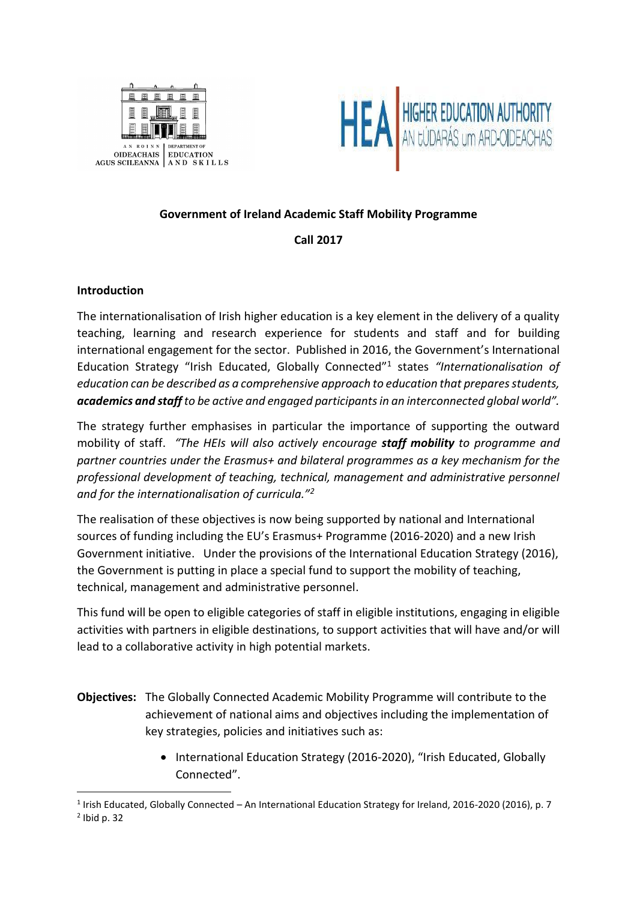# Government of Ireland Academic Staff Mobility Programme

## Call 2017

### Introduction

The internationalisation of Irish higher education is a key element in the delivery of a quality teaching, learning and research experience for students and staff and for building international engagement for the sector. Published in 2016, the Government's International Education Strategy "Irish Educated, Globally Connected"[1] states *"Internationalisation of education can be described as a comprehensive approach to education that prepares students, **academics and staff** to be active and engaged participants in an interconnected global world".*

The strategy further emphasises in particular the importance of supporting the outward mobility of staff. *"The HEIs will also actively encourage **staff mobility** to programme and partner countries under the Erasmus+ and bilateral programmes as a key mechanism for the professional development of teaching, technical, management and administrative personnel and for the internationalisation of curricula."*[2]

The realisation of these objectives is now being supported by national and International sources of funding including the EU's Erasmus+ Programme (2016-2020) and a new Irish Government initiative. Under the provisions of the International Education Strategy (2016), the Government is putting in place a special fund to support the mobility of teaching, technical, management and administrative personnel.

This fund will be open to eligible categories of staff in eligible institutions, engaging in eligible activities with partners in eligible destinations, to support activities that will have and/or will lead to a collaborative activity in high potential markets.

**Objectives:** The Globally Connected Academic Mobility Programme will contribute to the achievement of national aims and objectives including the implementation of key strategies, policies and initiatives such as:

- International Education Strategy (2016-2020), "Irish Educated, Globally Connected".

---

[1] Irish Educated, Globally Connected – An International Education Strategy for Ireland, 2016-2020 (2016), p. 7

[2] Ibid p. 32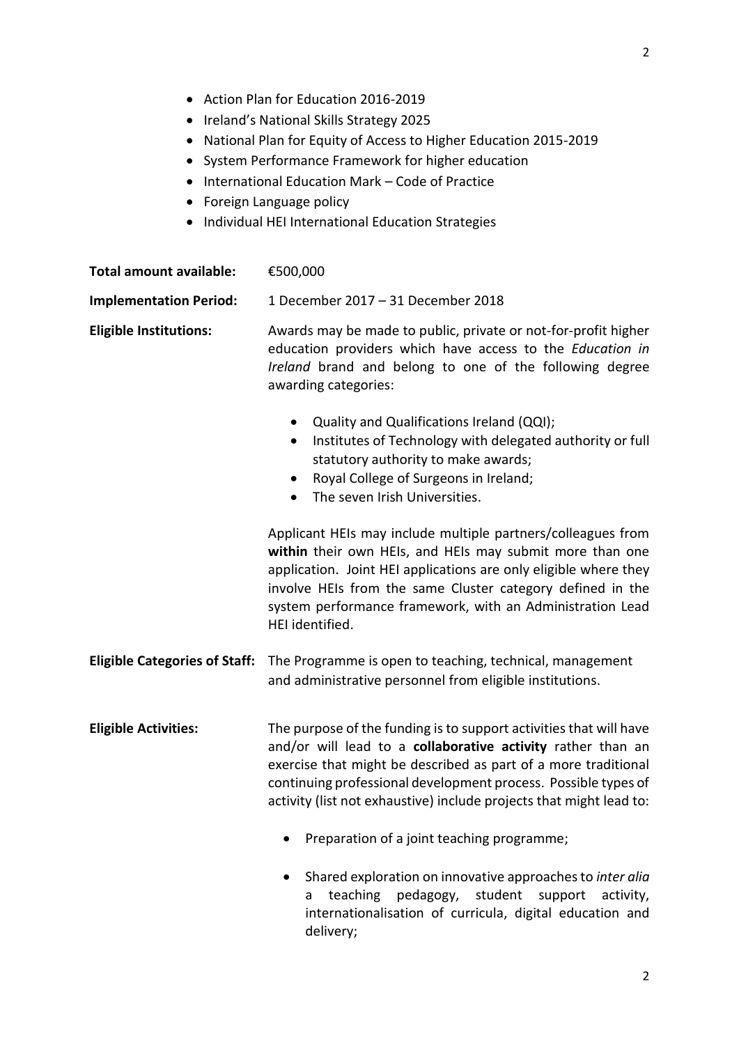- Action Plan for Education 2016-2019
- Ireland's National Skills Strategy 2025
- National Plan for Equity of Access to Higher Education 2015-2019
- System Performance Framework for higher education
- International Education Mark – Code of Practice
- Foreign Language policy
- Individual HEI International Education Strategies

**Total amount available:** €500,000

**Implementation Period:** 1 December 2017 – 31 December 2018

**Eligible Institutions:** Awards may be made to public, private or not-for-profit higher education providers which have access to the *Education in Ireland* brand and belong to one of the following degree awarding categories:

- Quality and Qualifications Ireland (QQI);
- Institutes of Technology with delegated authority or full statutory authority to make awards;
- Royal College of Surgeons in Ireland;
- The seven Irish Universities.

Applicant HEIs may include multiple partners/colleagues from **within** their own HEIs, and HEIs may submit more than one application. Joint HEI applications are only eligible where they involve HEIs from the same Cluster category defined in the system performance framework, with an Administration Lead HEI identified.

**Eligible Categories of Staff:** The Programme is open to teaching, technical, management and administrative personnel from eligible institutions.

**Eligible Activities:** The purpose of the funding is to support activities that will have and/or will lead to a **collaborative activity** rather than an exercise that might be described as part of a more traditional continuing professional development process. Possible types of activity (list not exhaustive) include projects that might lead to:

- Preparation of a joint teaching programme;
- Shared exploration on innovative approaches to *inter alia* a teaching pedagogy, student support activity, internationalisation of curricula, digital education and delivery;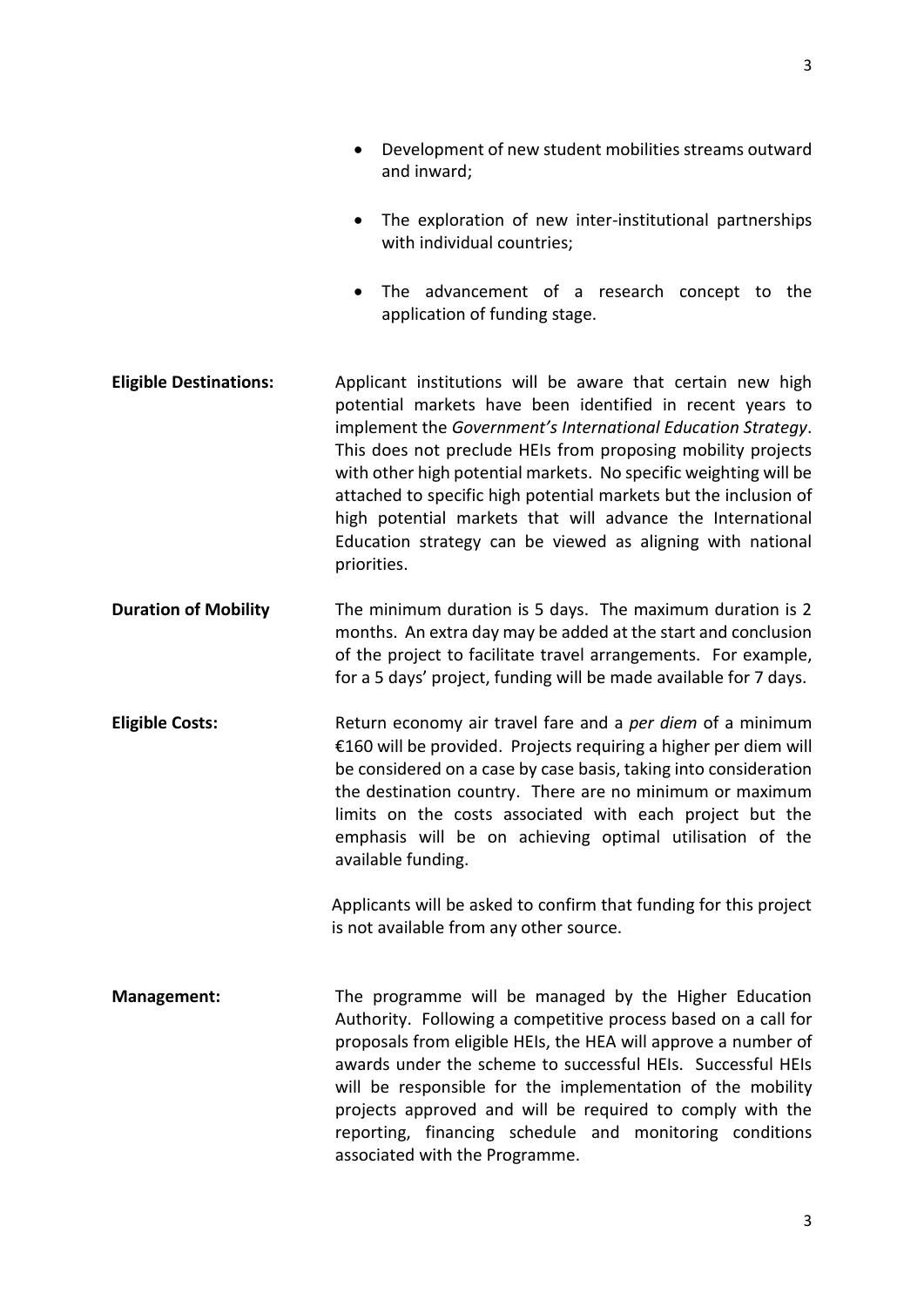- Development of new student mobilities streams outward and inward;
- The exploration of new inter-institutional partnerships with individual countries;
- The advancement of a research concept to the application of funding stage.

**Eligible Destinations:** Applicant institutions will be aware that certain new high potential markets have been identified in recent years to implement the *Government's International Education Strategy*. This does not preclude HEIs from proposing mobility projects with other high potential markets. No specific weighting will be attached to specific high potential markets but the inclusion of high potential markets that will advance the International Education strategy can be viewed as aligning with national priorities.

**Duration of Mobility** The minimum duration is 5 days. The maximum duration is 2 months. An extra day may be added at the start and conclusion of the project to facilitate travel arrangements. For example, for a 5 days' project, funding will be made available for 7 days.

**Eligible Costs:** Return economy air travel fare and a *per diem* of a minimum €160 will be provided. Projects requiring a higher per diem will be considered on a case by case basis, taking into consideration the destination country. There are no minimum or maximum limits on the costs associated with each project but the emphasis will be on achieving optimal utilisation of the available funding.

Applicants will be asked to confirm that funding for this project is not available from any other source.

**Management:** The programme will be managed by the Higher Education Authority. Following a competitive process based on a call for proposals from eligible HEIs, the HEA will approve a number of awards under the scheme to successful HEIs. Successful HEIs will be responsible for the implementation of the mobility projects approved and will be required to comply with the reporting, financing schedule and monitoring conditions associated with the Programme.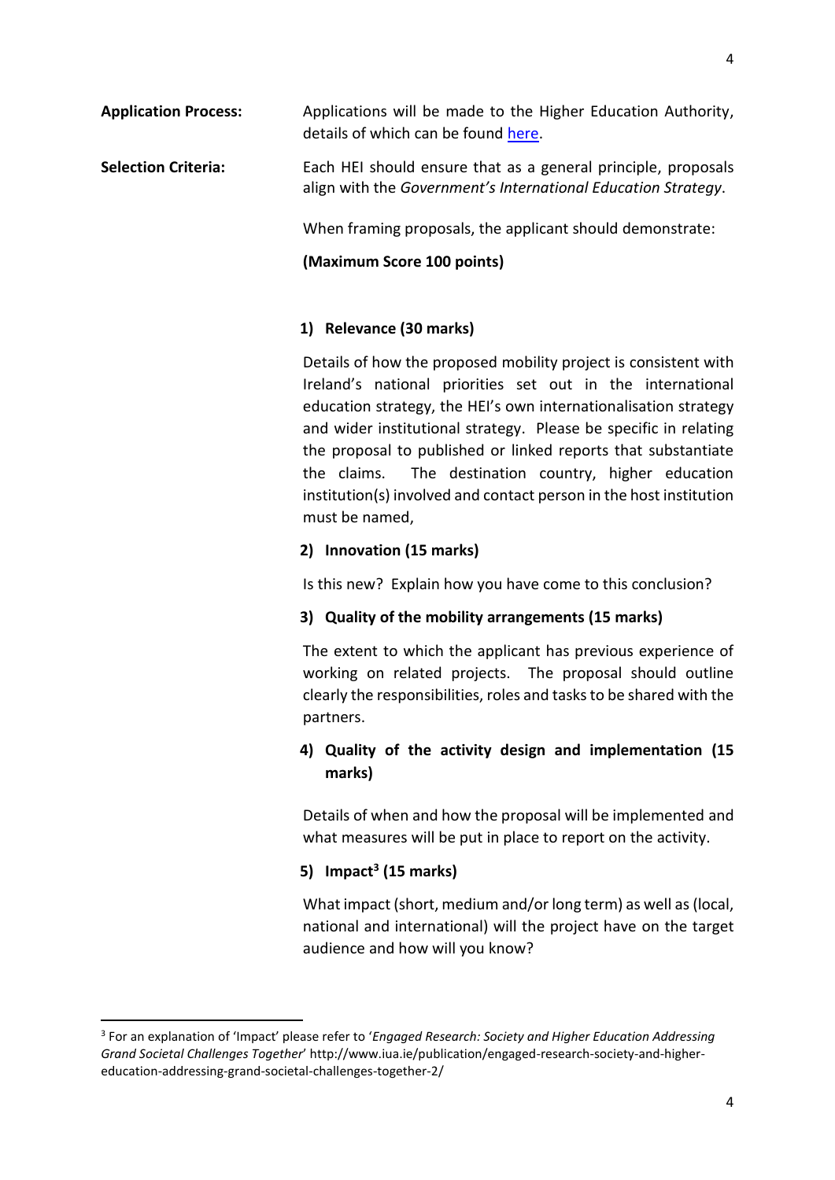**Application Process:** Applications will be made to the Higher Education Authority, details of which can be found [here](#).

**Selection Criteria:** Each HEI should ensure that as a general principle, proposals align with the *Government's International Education Strategy*.

When framing proposals, the applicant should demonstrate:

**(Maximum Score 100 points)**

**1) Relevance (30 marks)**

Details of how the proposed mobility project is consistent with Ireland's national priorities set out in the international education strategy, the HEI's own internationalisation strategy and wider institutional strategy. Please be specific in relating the proposal to published or linked reports that substantiate the claims. The destination country, higher education institution(s) involved and contact person in the host institution must be named,

**2) Innovation (15 marks)**

Is this new? Explain how you have come to this conclusion?

**3) Quality of the mobility arrangements (15 marks)**

The extent to which the applicant has previous experience of working on related projects. The proposal should outline clearly the responsibilities, roles and tasks to be shared with the partners.

**4) Quality of the activity design and implementation (15 marks)**

Details of when and how the proposal will be implemented and what measures will be put in place to report on the activity.

**5) Impact[3] (15 marks)**

What impact (short, medium and/or long term) as well as (local, national and international) will the project have on the target audience and how will you know?

---

[3] For an explanation of 'Impact' please refer to '*Engaged Research: Society and Higher Education Addressing Grand Societal Challenges Together*' http://www.iua.ie/publication/engaged-research-society-and-higher-education-addressing-grand-societal-challenges-together-2/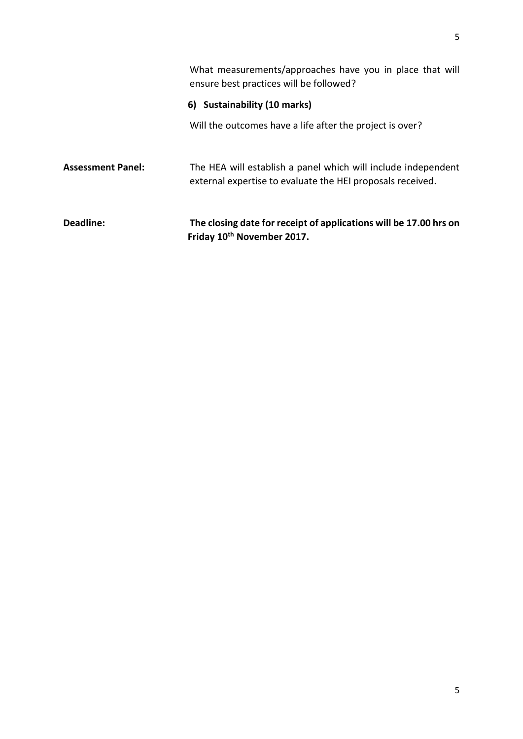What measurements/approaches have you in place that will ensure best practices will be followed?

**6) Sustainability (10 marks)**

Will the outcomes have a life after the project is over?

**Assessment Panel:** The HEA will establish a panel which will include independent external expertise to evaluate the HEI proposals received.

**Deadline:** **The closing date for receipt of applications will be 17.00 hrs on Friday 10th November 2017.**